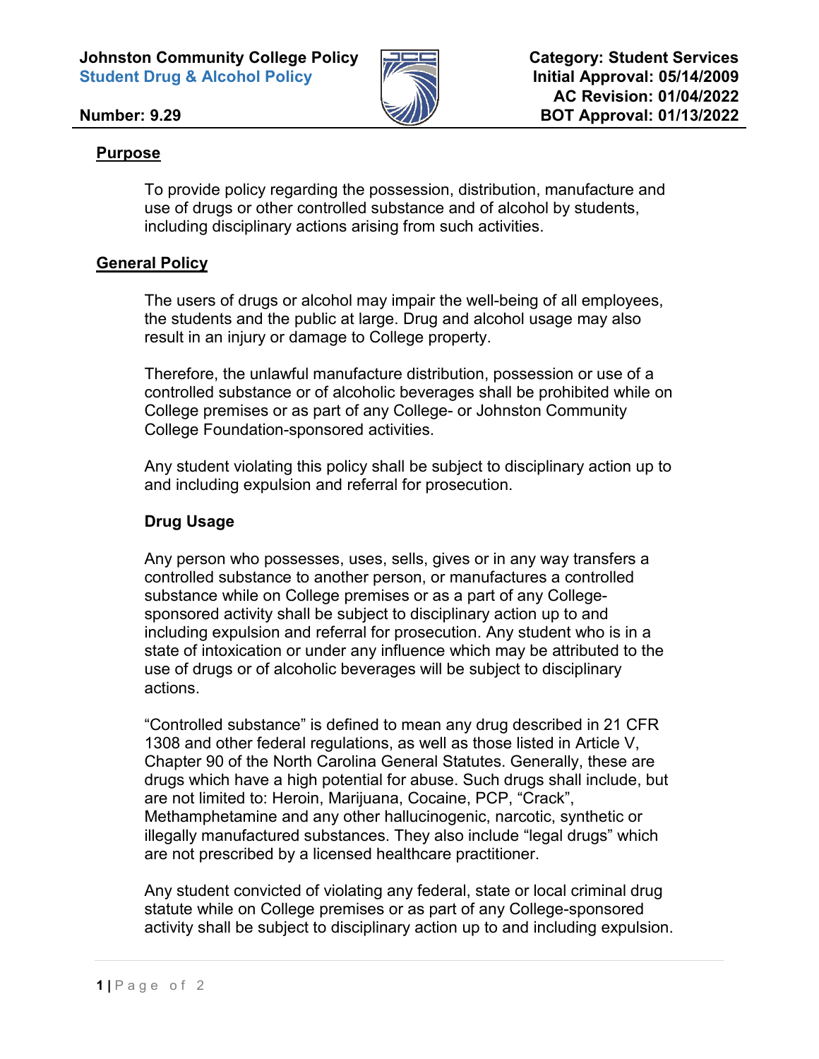**Johnston Community College Policy**
**Student Drug & Alcohol Policy**

**Number: 9.29**

**Category: Student Services**
**Initial Approval: 05/14/2009**
**AC Revision: 01/04/2022**
**BOT Approval: 01/13/2022**

## Purpose

To provide policy regarding the possession, distribution, manufacture and use of drugs or other controlled substance and of alcohol by students, including disciplinary actions arising from such activities.

## General Policy

The users of drugs or alcohol may impair the well-being of all employees, the students and the public at large. Drug and alcohol usage may also result in an injury or damage to College property.

Therefore, the unlawful manufacture distribution, possession or use of a controlled substance or of alcoholic beverages shall be prohibited while on College premises or as part of any College- or Johnston Community College Foundation-sponsored activities.

Any student violating this policy shall be subject to disciplinary action up to and including expulsion and referral for prosecution.

### Drug Usage

Any person who possesses, uses, sells, gives or in any way transfers a controlled substance to another person, or manufactures a controlled substance while on College premises or as a part of any College-sponsored activity shall be subject to disciplinary action up to and including expulsion and referral for prosecution. Any student who is in a state of intoxication or under any influence which may be attributed to the use of drugs or of alcoholic beverages will be subject to disciplinary actions.

"Controlled substance" is defined to mean any drug described in 21 CFR 1308 and other federal regulations, as well as those listed in Article V, Chapter 90 of the North Carolina General Statutes. Generally, these are drugs which have a high potential for abuse. Such drugs shall include, but are not limited to: Heroin, Marijuana, Cocaine, PCP, "Crack", Methamphetamine and any other hallucinogenic, narcotic, synthetic or illegally manufactured substances. They also include "legal drugs" which are not prescribed by a licensed healthcare practitioner.

Any student convicted of violating any federal, state or local criminal drug statute while on College premises or as part of any College-sponsored activity shall be subject to disciplinary action up to and including expulsion.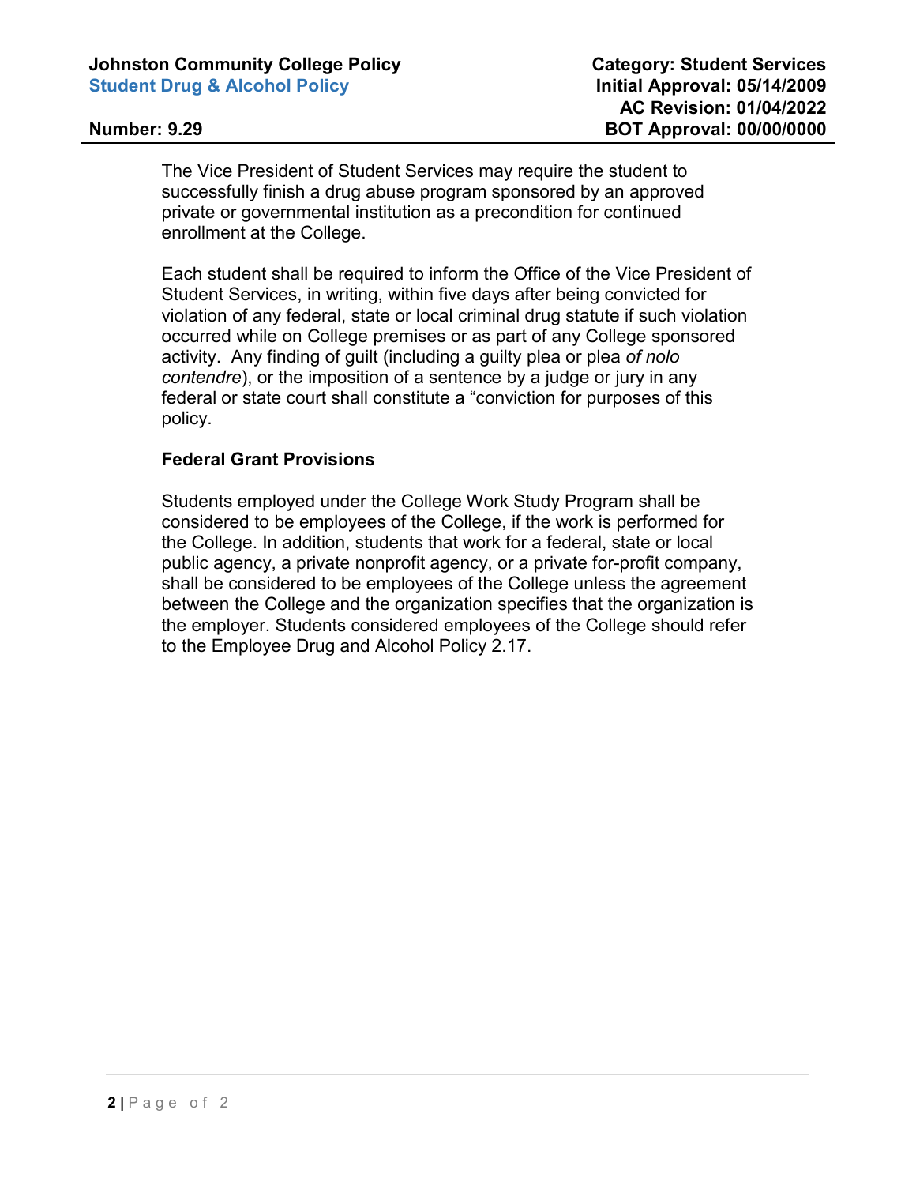The Vice President of Student Services may require the student to successfully finish a drug abuse program sponsored by an approved private or governmental institution as a precondition for continued enrollment at the College.

Each student shall be required to inform the Office of the Vice President of Student Services, in writing, within five days after being convicted for violation of any federal, state or local criminal drug statute if such violation occurred while on College premises or as part of any College sponsored activity. Any finding of guilt (including a guilty plea or plea *of nolo contendre*), or the imposition of a sentence by a judge or jury in any federal or state court shall constitute a "conviction for purposes of this policy.

**Federal Grant Provisions**

Students employed under the College Work Study Program shall be considered to be employees of the College, if the work is performed for the College. In addition, students that work for a federal, state or local public agency, a private nonprofit agency, or a private for-profit company, shall be considered to be employees of the College unless the agreement between the College and the organization specifies that the organization is the employer. Students considered employees of the College should refer to the Employee Drug and Alcohol Policy 2.17.